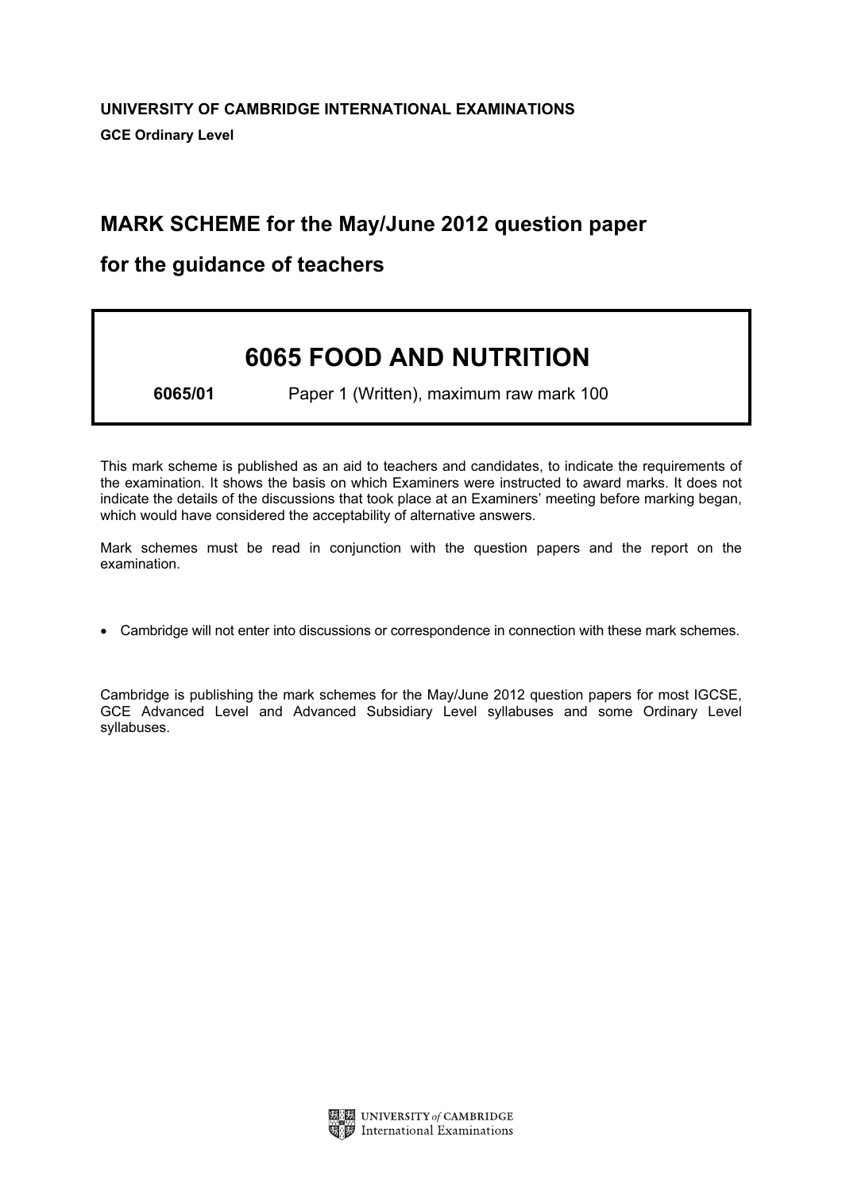**UNIVERSITY OF CAMBRIDGE INTERNATIONAL EXAMINATIONS**

**GCE Ordinary Level**

## MARK SCHEME for the May/June 2012 question paper

## for the guidance of teachers

# 6065 FOOD AND NUTRITION

**6065/01** Paper 1 (Written), maximum raw mark 100

This mark scheme is published as an aid to teachers and candidates, to indicate the requirements of the examination. It shows the basis on which Examiners were instructed to award marks. It does not indicate the details of the discussions that took place at an Examiners' meeting before marking began, which would have considered the acceptability of alternative answers.

Mark schemes must be read in conjunction with the question papers and the report on the examination.

- Cambridge will not enter into discussions or correspondence in connection with these mark schemes.

Cambridge is publishing the mark schemes for the May/June 2012 question papers for most IGCSE, GCE Advanced Level and Advanced Subsidiary Level syllabuses and some Ordinary Level syllabuses.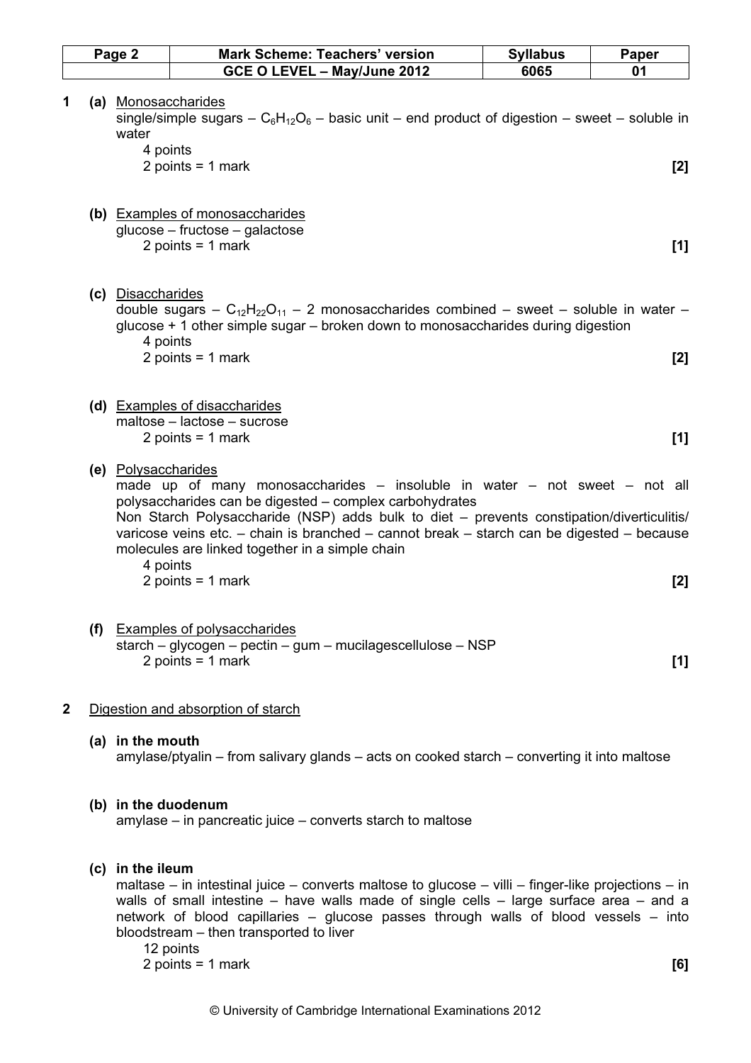**1 (a) Monosaccharides**

single/simple sugars – $C_6H_{12}O_6$ – basic unit – end product of digestion – sweet – soluble in water

4 points
2 points = 1 mark **[2]**

**(b) Examples of monosaccharides**

glucose – fructose – galactose

2 points = 1 mark **[1]**

**(c) Disaccharides**

double sugars – $C_{12}H_{22}O_{11}$ – 2 monosaccharides combined – sweet – soluble in water – glucose + 1 other simple sugar – broken down to monosaccharides during digestion

4 points
2 points = 1 mark **[2]**

**(d) Examples of disaccharides**

maltose – lactose – sucrose

2 points = 1 mark **[1]**

**(e) Polysaccharides**

made up of many monosaccharides – insoluble in water – not sweet – not all polysaccharides can be digested – complex carbohydrates
Non Starch Polysaccharide (NSP) adds bulk to diet – prevents constipation/diverticulitis/varicose veins etc. – chain is branched – cannot break – starch can be digested – because molecules are linked together in a simple chain

4 points
2 points = 1 mark **[2]**

**(f) Examples of polysaccharides**

starch – glycogen – pectin – gum – mucilagescellulose – NSP

2 points = 1 mark **[1]**

**2 Digestion and absorption of starch**

**(a) in the mouth**

amylase/ptyalin – from salivary glands – acts on cooked starch – converting it into maltose

**(b) in the duodenum**

amylase – in pancreatic juice – converts starch to maltose

**(c) in the ileum**

maltase – in intestinal juice – converts maltose to glucose – villi – finger-like projections – in walls of small intestine – have walls made of single cells – large surface area – and a network of blood capillaries – glucose passes through walls of blood vessels – into bloodstream – then transported to liver

12 points
2 points = 1 mark **[6]**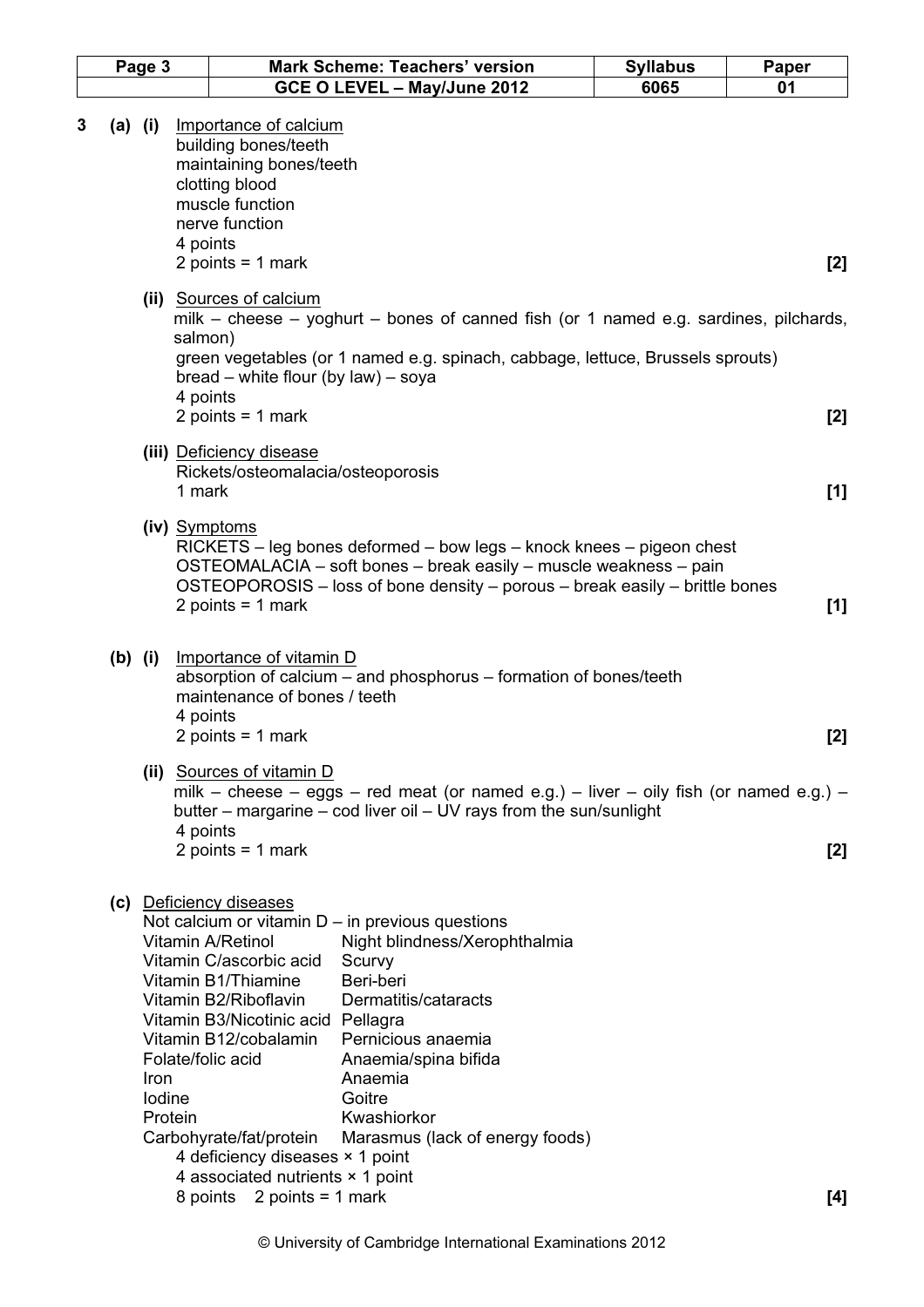**3 (a) (i)** Importance of calcium
building bones/teeth
maintaining bones/teeth
clotting blood
muscle function
nerve function
4 points
2 points = 1 mark **[2]**

**(ii)** Sources of calcium
milk – cheese – yoghurt – bones of canned fish (or 1 named e.g. sardines, pilchards, salmon)
green vegetables (or 1 named e.g. spinach, cabbage, lettuce, Brussels sprouts)
bread – white flour (by law) – soya
4 points
2 points = 1 mark **[2]**

**(iii)** Deficiency disease
Rickets/osteomalacia/osteoporosis
1 mark **[1]**

**(iv)** Symptoms
RICKETS – leg bones deformed – bow legs – knock knees – pigeon chest
OSTEOMALACIA – soft bones – break easily – muscle weakness – pain
OSTEOPOROSIS – loss of bone density – porous – break easily – brittle bones
2 points = 1 mark **[1]**

**(b) (i)** Importance of vitamin D
absorption of calcium – and phosphorus – formation of bones/teeth
maintenance of bones / teeth
4 points
2 points = 1 mark **[2]**

**(ii)** Sources of vitamin D
milk – cheese – eggs – red meat (or named e.g.) – liver – oily fish (or named e.g.) – butter – margarine – cod liver oil – UV rays from the sun/sunlight
4 points
2 points = 1 mark **[2]**

**(c)** Deficiency diseases
Not calcium or vitamin D – in previous questions

| | |
|---|---|
| Vitamin A/Retinol | Night blindness/Xerophthalmia |
| Vitamin C/ascorbic acid | Scurvy |
| Vitamin B1/Thiamine | Beri-beri |
| Vitamin B2/Riboflavin | Dermatitis/cataracts |
| Vitamin B3/Nicotinic acid | Pellagra |
| Vitamin B12/cobalamin | Pernicious anaemia |
| Folate/folic acid | Anaemia/spina bifida |
| Iron | Anaemia |
| Iodine | Goitre |
| Protein | Kwashiorkor |
| Carbohyrate/fat/protein | Marasmus (lack of energy foods) |

4 deficiency diseases × 1 point
4 associated nutrients × 1 point
8 points 2 points = 1 mark **[4]**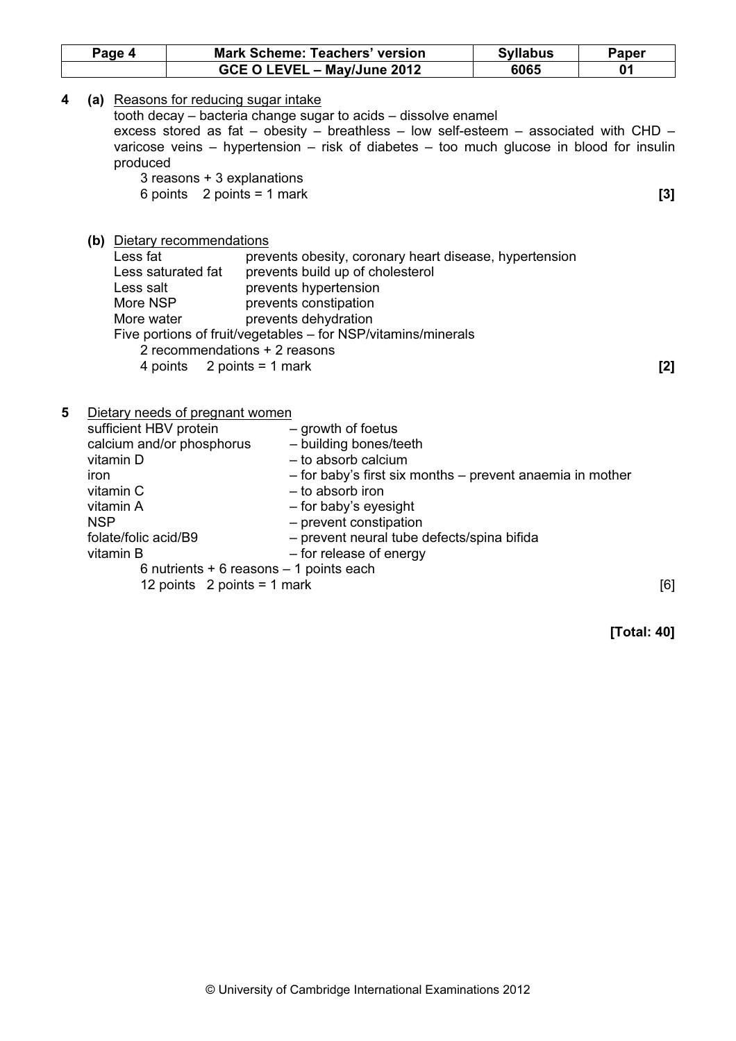**4 (a)** Reasons for reducing sugar intake

tooth decay – bacteria change sugar to acids – dissolve enamel

excess stored as fat – obesity – breathless – low self-esteem – associated with CHD – varicose veins – hypertension – risk of diabetes – too much glucose in blood for insulin produced

3 reasons + 3 explanations

6 points 2 points = 1 mark **[3]**

**(b)** Dietary recommendations

| | |
|---|---|
| Less fat | prevents obesity, coronary heart disease, hypertension |
| Less saturated fat | prevents build up of cholesterol |
| Less salt | prevents hypertension |
| More NSP | prevents constipation |
| More water | prevents dehydration |

Five portions of fruit/vegetables – for NSP/vitamins/minerals

2 recommendations + 2 reasons

4 points 2 points = 1 mark **[2]**

**5** Dietary needs of pregnant women

| | |
|---|---|
| sufficient HBV protein | – growth of foetus |
| calcium and/or phosphorus | – building bones/teeth |
| vitamin D | – to absorb calcium |
| iron | – for baby's first six months – prevent anaemia in mother |
| vitamin C | – to absorb iron |
| vitamin A | – for baby's eyesight |
| NSP | – prevent constipation |
| folate/folic acid/B9 | – prevent neural tube defects/spina bifida |
| vitamin B | – for release of energy |

6 nutrients + 6 reasons – 1 points each

12 points 2 points = 1 mark [6]

**[Total: 40]**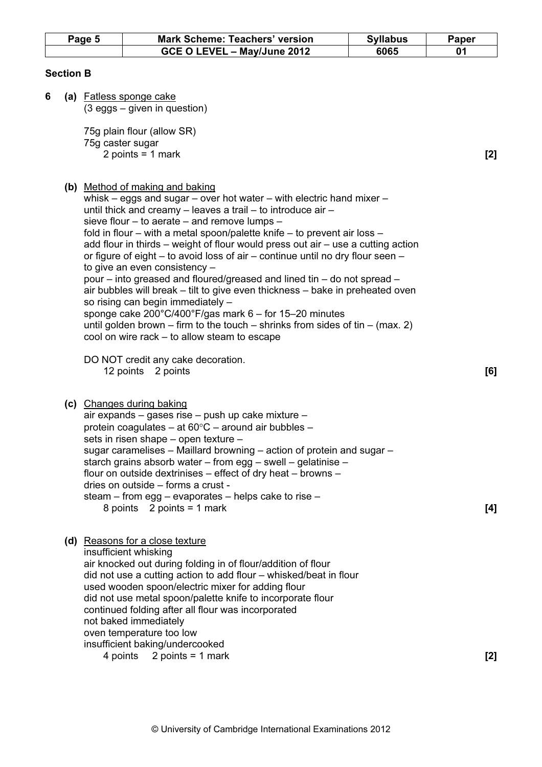## Section B

**6 (a)** Fatless sponge cake
(3 eggs – given in question)

75g plain flour (allow SR)
75g caster sugar
2 points = 1 mark **[2]**

**(b)** Method of making and baking
whisk – eggs and sugar – over hot water – with electric hand mixer – until thick and creamy – leaves a trail – to introduce air – sieve flour – to aerate – and remove lumps – fold in flour – with a metal spoon/palette knife – to prevent air loss – add flour in thirds – weight of flour would press out air – use a cutting action or figure of eight – to avoid loss of air – continue until no dry flour seen – to give an even consistency – pour – into greased and floured/greased and lined tin – do not spread – air bubbles will break – tilt to give even thickness – bake in preheated oven so rising can begin immediately – sponge cake 200°C/400°F/gas mark 6 – for 15–20 minutes until golden brown – firm to the touch – shrinks from sides of tin – (max. 2) cool on wire rack – to allow steam to escape

DO NOT credit any cake decoration.
12 points 2 points **[6]**

**(c)** Changes during baking
air expands – gases rise – push up cake mixture – protein coagulates – at 60°C – around air bubbles – sets in risen shape – open texture – sugar caramelises – Maillard browning – action of protein and sugar – starch grains absorb water – from egg – swell – gelatinise – flour on outside dextrinises – effect of dry heat – browns – dries on outside – forms a crust - steam – from egg – evaporates – helps cake to rise –
8 points 2 points = 1 mark **[4]**

**(d)** Reasons for a close texture
insufficient whisking
air knocked out during folding in of flour/addition of flour
did not use a cutting action to add flour – whisked/beat in flour
used wooden spoon/electric mixer for adding flour
did not use metal spoon/palette knife to incorporate flour
continued folding after all flour was incorporated
not baked immediately
oven temperature too low
insufficient baking/undercooked
4 points 2 points = 1 mark **[2]**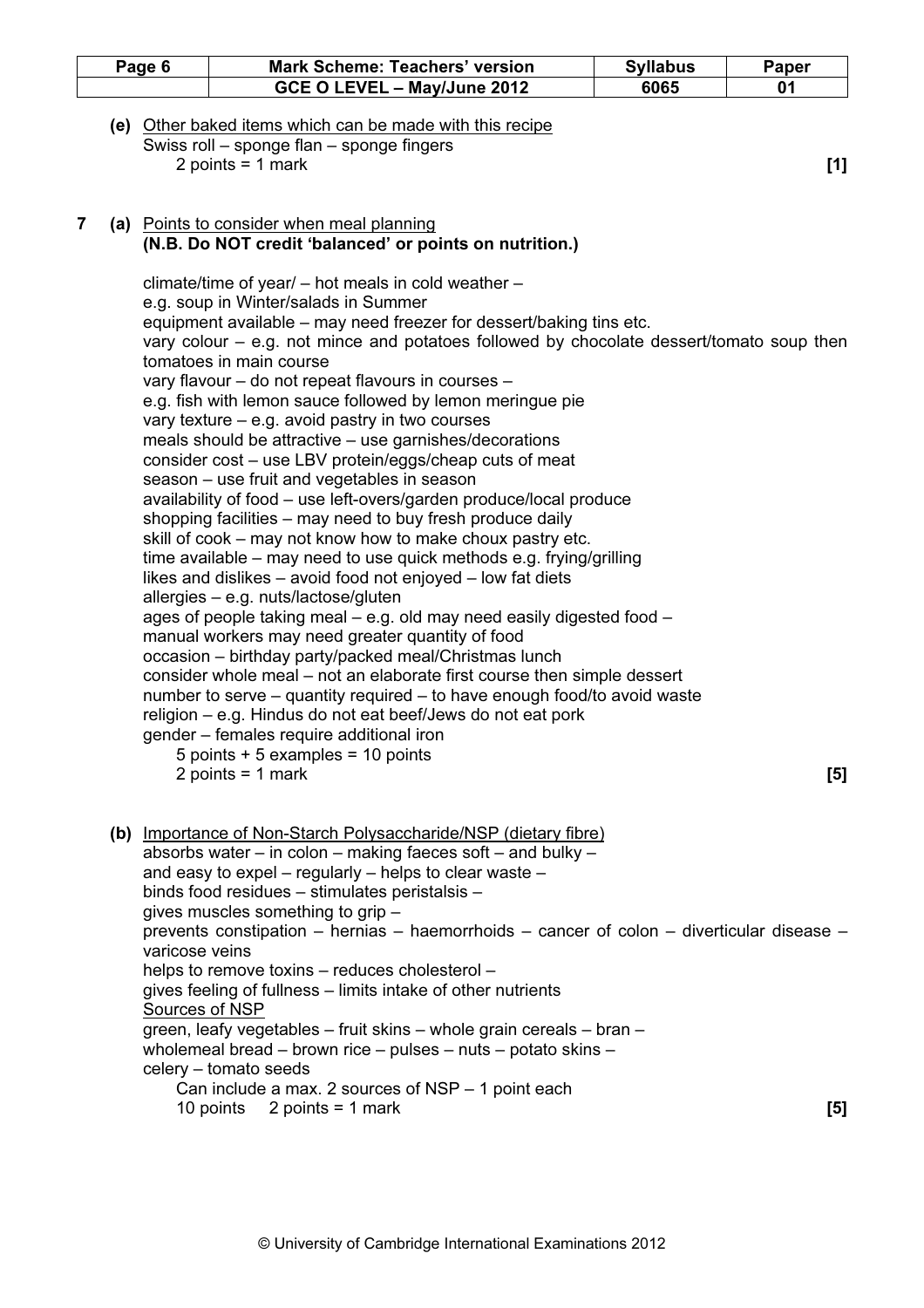**(e)** <u>Other baked items which can be made with this recipe</u>
Swiss roll – sponge flan – sponge fingers
2 points = 1 mark **[1]**

**7 (a)** <u>Points to consider when meal planning</u>
**(N.B. Do NOT credit 'balanced' or points on nutrition.)**

climate/time of year/ – hot meals in cold weather –
e.g. soup in Winter/salads in Summer
equipment available – may need freezer for dessert/baking tins etc.
vary colour – e.g. not mince and potatoes followed by chocolate dessert/tomato soup then tomatoes in main course
vary flavour – do not repeat flavours in courses –
e.g. fish with lemon sauce followed by lemon meringue pie
vary texture – e.g. avoid pastry in two courses
meals should be attractive – use garnishes/decorations
consider cost – use LBV protein/eggs/cheap cuts of meat
season – use fruit and vegetables in season
availability of food – use left-overs/garden produce/local produce
shopping facilities – may need to buy fresh produce daily
skill of cook – may not know how to make choux pastry etc.
time available – may need to use quick methods e.g. frying/grilling
likes and dislikes – avoid food not enjoyed – low fat diets
allergies – e.g. nuts/lactose/gluten
ages of people taking meal – e.g. old may need easily digested food –
manual workers may need greater quantity of food
occasion – birthday party/packed meal/Christmas lunch
consider whole meal – not an elaborate first course then simple dessert
number to serve – quantity required – to have enough food/to avoid waste
religion – e.g. Hindus do not eat beef/Jews do not eat pork
gender – females require additional iron
5 points + 5 examples = 10 points
2 points = 1 mark **[5]**

**(b)** <u>Importance of Non-Starch Polysaccharide/NSP (dietary fibre)</u>
absorbs water – in colon – making faeces soft – and bulky –
and easy to expel – regularly – helps to clear waste –
binds food residues – stimulates peristalsis –
gives muscles something to grip –
prevents constipation – hernias – haemorrhoids – cancer of colon – diverticular disease – varicose veins
helps to remove toxins – reduces cholesterol –
gives feeling of fullness – limits intake of other nutrients
<u>Sources of NSP</u>
green, leafy vegetables – fruit skins – whole grain cereals – bran –
wholemeal bread – brown rice – pulses – nuts – potato skins –
celery – tomato seeds
Can include a max. 2 sources of NSP – 1 point each
10 points 2 points = 1 mark **[5]**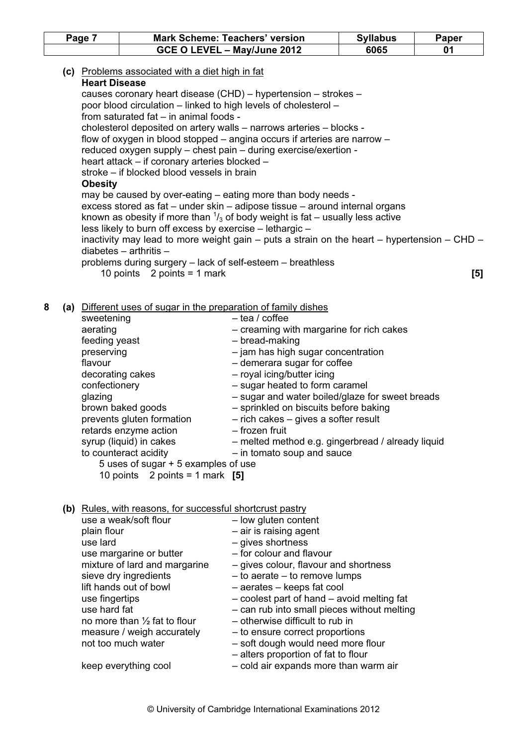**(c)** Problems associated with a diet high in fat

**Heart Disease**

causes coronary heart disease (CHD) – hypertension – strokes –
poor blood circulation – linked to high levels of cholesterol –
from saturated fat – in animal foods -
cholesterol deposited on artery walls – narrows arteries – blocks -
flow of oxygen in blood stopped – angina occurs if arteries are narrow –
reduced oxygen supply – chest pain – during exercise/exertion -
heart attack – if coronary arteries blocked –
stroke – if blocked blood vessels in brain

**Obesity**

may be caused by over-eating – eating more than body needs -
excess stored as fat – under skin – adipose tissue – around internal organs
known as obesity if more than $^1/_3$ of body weight is fat – usually less active
less likely to burn off excess by exercise – lethargic –
inactivity may lead to more weight gain – puts a strain on the heart – hypertension – CHD – diabetes – arthritis –
problems during surgery – lack of self-esteem – breathless

10 points 2 points = 1 mark **[5]**

**8 (a)** Different uses of sugar in the preparation of family dishes

| | |
|---|---|
| sweetening | – tea / coffee |
| aerating | – creaming with margarine for rich cakes |
| feeding yeast | – bread-making |
| preserving | – jam has high sugar concentration |
| flavour | – demerara sugar for coffee |
| decorating cakes | – royal icing/butter icing |
| confectionery | – sugar heated to form caramel |
| glazing | – sugar and water boiled/glaze for sweet breads |
| brown baked goods | – sprinkled on biscuits before baking |
| prevents gluten formation | – rich cakes – gives a softer result |
| retards enzyme action | – frozen fruit |
| syrup (liquid) in cakes | – melted method e.g. gingerbread / already liquid |
| to counteract acidity | – in tomato soup and sauce |

5 uses of sugar + 5 examples of use
10 points 2 points = 1 mark **[5]**

**(b)** Rules, with reasons, for successful shortcrust pastry

| | |
|---|---|
| use a weak/soft flour | – low gluten content |
| plain flour | – air is raising agent |
| use lard | – gives shortness |
| use margarine or butter | – for colour and flavour |
| mixture of lard and margarine | – gives colour, flavour and shortness |
| sieve dry ingredients | – to aerate – to remove lumps |
| lift hands out of bowl | – aerates – keeps fat cool |
| use fingertips | – coolest part of hand – avoid melting fat |
| use hard fat | – can rub into small pieces without melting |
| no more than ½ fat to flour | – otherwise difficult to rub in |
| measure / weigh accurately | – to ensure correct proportions |
| not too much water | – soft dough would need more flour<br>– alters proportion of fat to flour |
| keep everything cool | – cold air expands more than warm air |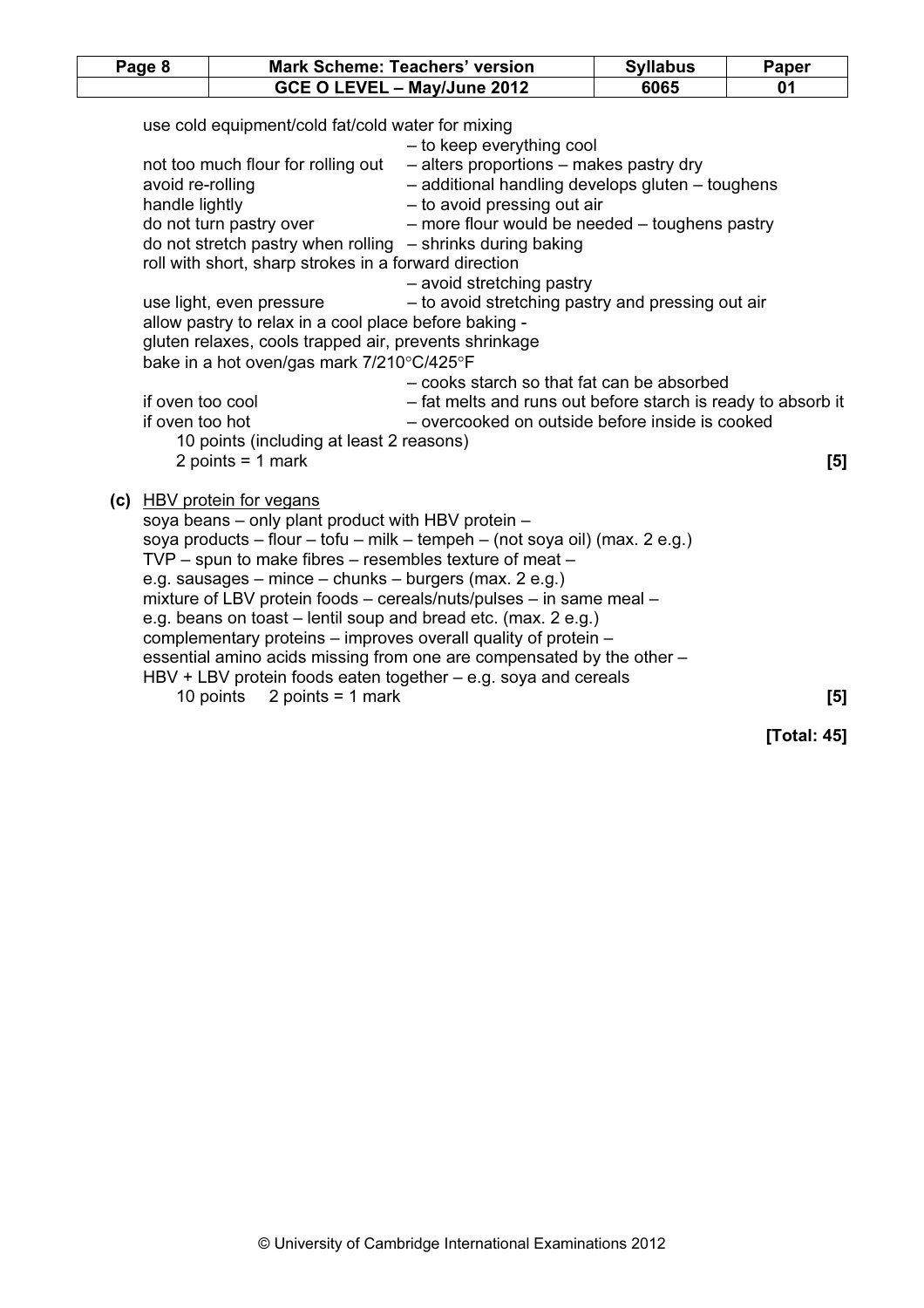use cold equipment/cold fat/cold water for mixing
– to keep everything cool
not too much flour for rolling out – alters proportions – makes pastry dry
avoid re-rolling – additional handling develops gluten – toughens
handle lightly – to avoid pressing out air
do not turn pastry over – more flour would be needed – toughens pastry
do not stretch pastry when rolling – shrinks during baking
roll with short, sharp strokes in a forward direction
– avoid stretching pastry
use light, even pressure – to avoid stretching pastry and pressing out air
allow pastry to relax in a cool place before baking -
gluten relaxes, cools trapped air, prevents shrinkage
bake in a hot oven/gas mark 7/210°C/425°F
– cooks starch so that fat can be absorbed
if oven too cool – fat melts and runs out before starch is ready to absorb it
if oven too hot – overcooked on outside before inside is cooked

10 points (including at least 2 reasons)
2 points = 1 mark **[5]**

**(c)** HBV protein for vegans
soya beans – only plant product with HBV protein –
soya products – flour – tofu – milk – tempeh – (not soya oil) (max. 2 e.g.)
TVP – spun to make fibres – resembles texture of meat –
e.g. sausages – mince – chunks – burgers (max. 2 e.g.)
mixture of LBV protein foods – cereals/nuts/pulses – in same meal –
e.g. beans on toast – lentil soup and bread etc. (max. 2 e.g.)
complementary proteins – improves overall quality of protein –
essential amino acids missing from one are compensated by the other –
HBV + LBV protein foods eaten together – e.g. soya and cereals

10 points 2 points = 1 mark **[5]**

**[Total: 45]**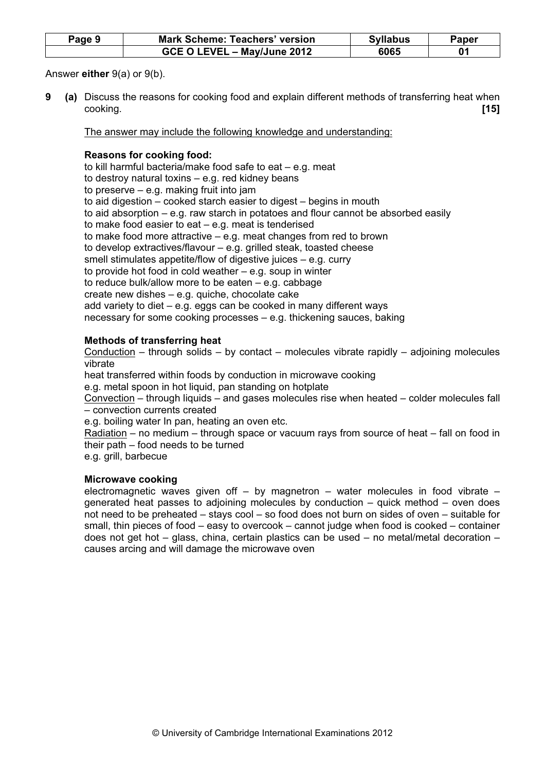Answer **either** 9(a) or 9(b).

**9** **(a)** Discuss the reasons for cooking food and explain different methods of transferring heat when cooking. **[15]**

<u>The answer may include the following knowledge and understanding:</u>

**Reasons for cooking food:**

to kill harmful bacteria/make food safe to eat – e.g. meat
to destroy natural toxins – e.g. red kidney beans
to preserve – e.g. making fruit into jam
to aid digestion – cooked starch easier to digest – begins in mouth
to aid absorption – e.g. raw starch in potatoes and flour cannot be absorbed easily
to make food easier to eat – e.g. meat is tenderised
to make food more attractive – e.g. meat changes from red to brown
to develop extractives/flavour – e.g. grilled steak, toasted cheese
smell stimulates appetite/flow of digestive juices – e.g. curry
to provide hot food in cold weather – e.g. soup in winter
to reduce bulk/allow more to be eaten – e.g. cabbage
create new dishes – e.g. quiche, chocolate cake
add variety to diet – e.g. eggs can be cooked in many different ways
necessary for some cooking processes – e.g. thickening sauces, baking

**Methods of transferring heat**

<u>Conduction</u> – through solids – by contact – molecules vibrate rapidly – adjoining molecules vibrate
heat transferred within foods by conduction in microwave cooking
e.g. metal spoon in hot liquid, pan standing on hotplate
<u>Convection</u> – through liquids – and gases molecules rise when heated – colder molecules fall – convection currents created
e.g. boiling water In pan, heating an oven etc.
<u>Radiation</u> – no medium – through space or vacuum rays from source of heat – fall on food in their path – food needs to be turned
e.g. grill, barbecue

**Microwave cooking**

electromagnetic waves given off – by magnetron – water molecules in food vibrate – generated heat passes to adjoining molecules by conduction – quick method – oven does not need to be preheated – stays cool – so food does not burn on sides of oven – suitable for small, thin pieces of food – easy to overcook – cannot judge when food is cooked – container does not get hot – glass, china, certain plastics can be used – no metal/metal decoration – causes arcing and will damage the microwave oven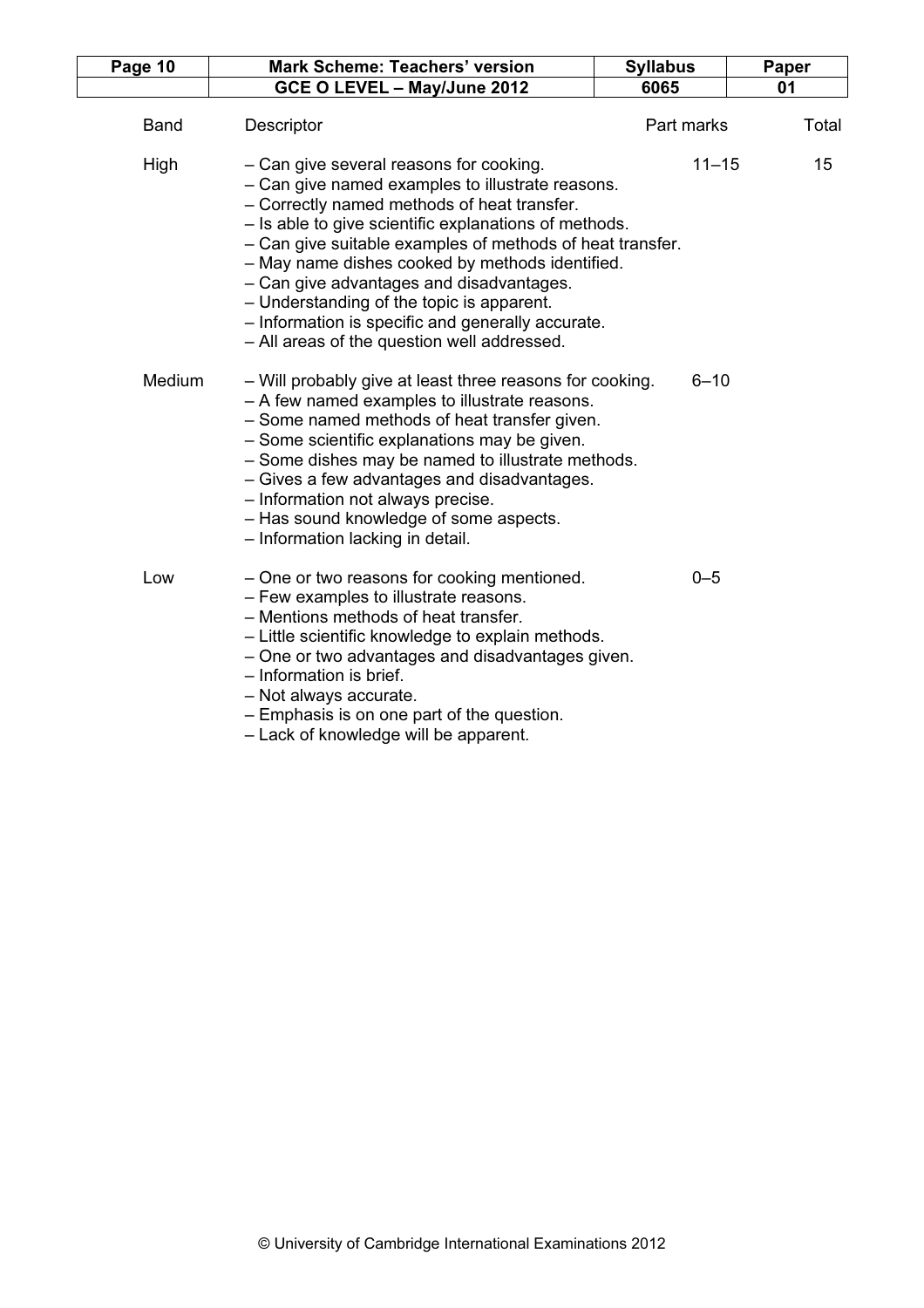| Band | Descriptor | Part marks | Total |
|---|---|---|---|
| High | – Can give several reasons for cooking.<br>– Can give named examples to illustrate reasons.<br>– Correctly named methods of heat transfer.<br>– Is able to give scientific explanations of methods.<br>– Can give suitable examples of methods of heat transfer.<br>– May name dishes cooked by methods identified.<br>– Can give advantages and disadvantages.<br>– Understanding of the topic is apparent.<br>– Information is specific and generally accurate.<br>– All areas of the question well addressed. | 11–15 | 15 |
| Medium | – Will probably give at least three reasons for cooking.<br>– A few named examples to illustrate reasons.<br>– Some named methods of heat transfer given.<br>– Some scientific explanations may be given.<br>– Some dishes may be named to illustrate methods.<br>– Gives a few advantages and disadvantages.<br>– Information not always precise.<br>– Has sound knowledge of some aspects.<br>– Information lacking in detail. | 6–10 | |
| Low | – One or two reasons for cooking mentioned.<br>– Few examples to illustrate reasons.<br>– Mentions methods of heat transfer.<br>– Little scientific knowledge to explain methods.<br>– One or two advantages and disadvantages given.<br>– Information is brief.<br>– Not always accurate.<br>– Emphasis is on one part of the question.<br>– Lack of knowledge will be apparent. | 0–5 | |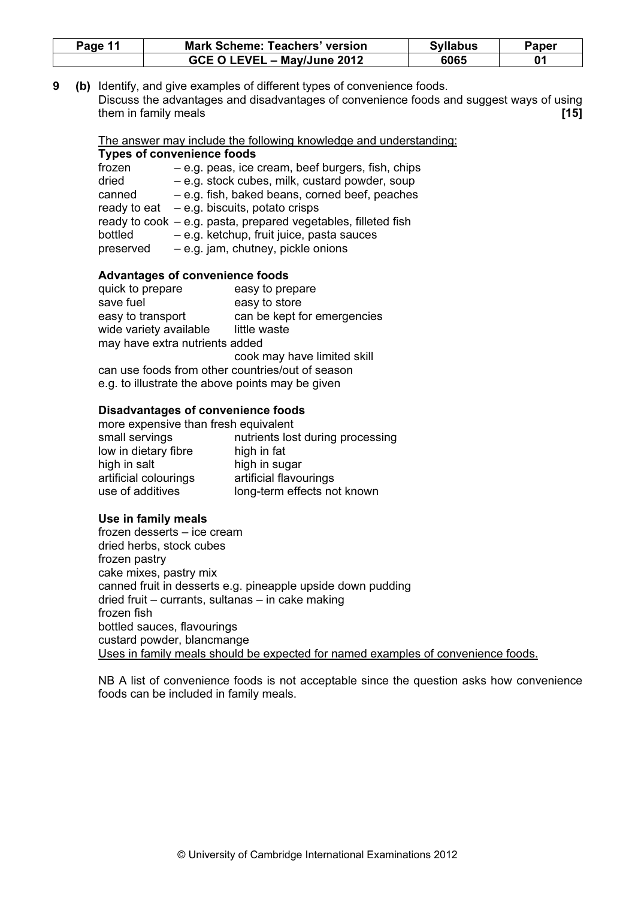| Page 11 | Mark Scheme: Teachers' version | Syllabus | Paper |
|---|---|---|---|
| | GCE O LEVEL – May/June 2012 | 6065 | 01 |

**9 (b)** Identify, and give examples of different types of convenience foods.
Discuss the advantages and disadvantages of convenience foods and suggest ways of using them in family meals **[15]**

The answer may include the following knowledge and understanding:

**Types of convenience foods**

- frozen – e.g. peas, ice cream, beef burgers, fish, chips
- dried – e.g. stock cubes, milk, custard powder, soup
- canned – e.g. fish, baked beans, corned beef, peaches
- ready to eat – e.g. biscuits, potato crisps
- ready to cook – e.g. pasta, prepared vegetables, filleted fish
- bottled – e.g. ketchup, fruit juice, pasta sauces
- preserved – e.g. jam, chutney, pickle onions

**Advantages of convenience foods**

| | |
|---|---|
| quick to prepare | easy to prepare |
| save fuel | easy to store |
| easy to transport | can be kept for emergencies |
| wide variety available | little waste |
| may have extra nutrients added | |
| | cook may have limited skill |

can use foods from other countries/out of season
e.g. to illustrate the above points may be given

**Disadvantages of convenience foods**

more expensive than fresh equivalent

| | |
|---|---|
| small servings | nutrients lost during processing |
| low in dietary fibre | high in fat |
| high in salt | high in sugar |
| artificial colourings | artificial flavourings |
| use of additives | long-term effects not known |

**Use in family meals**

frozen desserts – ice cream
dried herbs, stock cubes
frozen pastry
cake mixes, pastry mix
canned fruit in desserts e.g. pineapple upside down pudding
dried fruit – currants, sultanas – in cake making
frozen fish
bottled sauces, flavourings
custard powder, blancmange
Uses in family meals should be expected for named examples of convenience foods.

NB A list of convenience foods is not acceptable since the question asks how convenience foods can be included in family meals.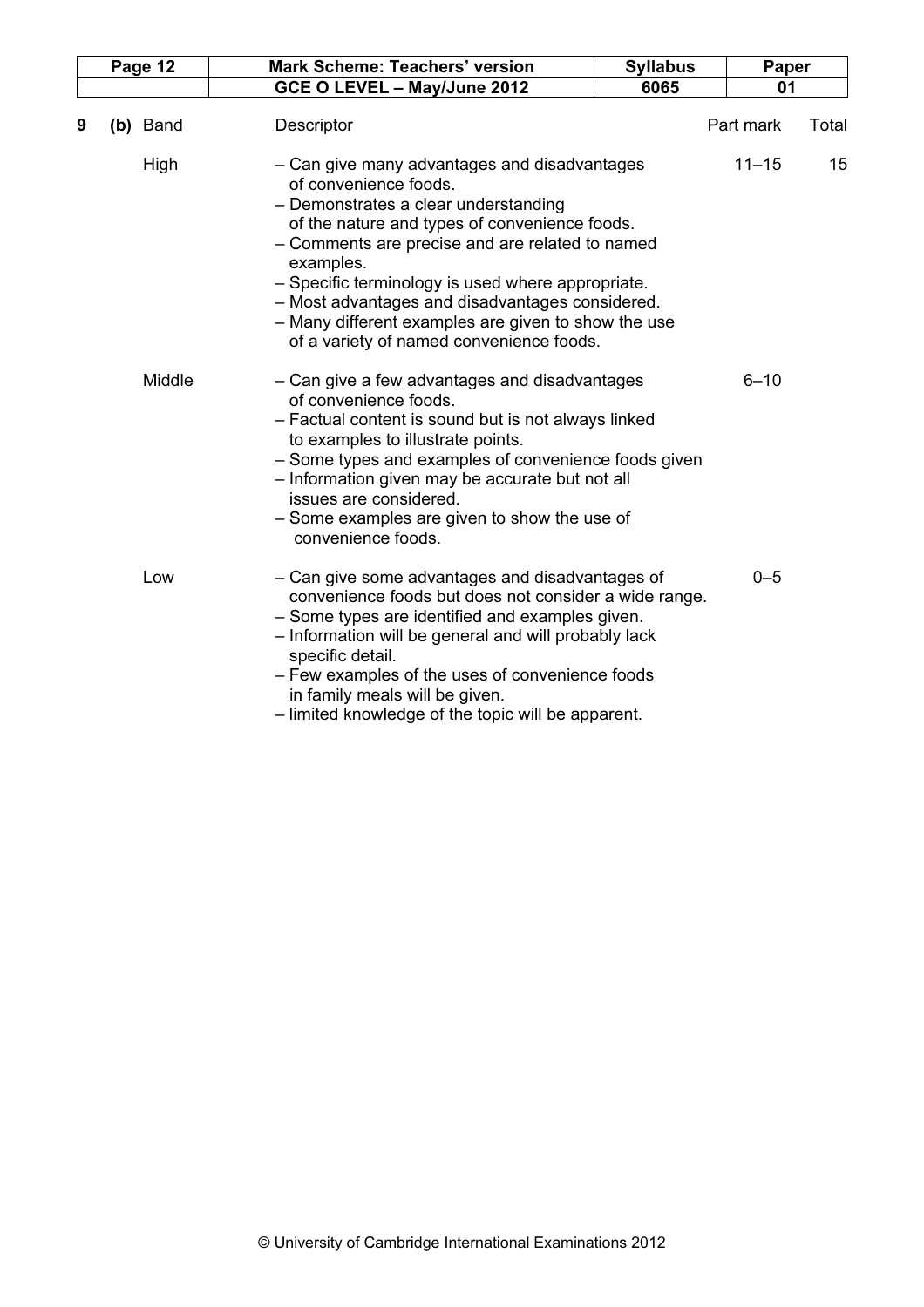**9 (b)**

| Band | Descriptor | Part mark | Total |
|---|---|---|---|
| High | – Can give many advantages and disadvantages of convenience foods.<br>– Demonstrates a clear understanding of the nature and types of convenience foods.<br>– Comments are precise and are related to named examples.<br>– Specific terminology is used where appropriate.<br>– Most advantages and disadvantages considered.<br>– Many different examples are given to show the use of a variety of named convenience foods. | 11–15 | 15 |
| Middle | – Can give a few advantages and disadvantages of convenience foods.<br>– Factual content is sound but is not always linked to examples to illustrate points.<br>– Some types and examples of convenience foods given<br>– Information given may be accurate but not all issues are considered.<br>– Some examples are given to show the use of convenience foods. | 6–10 | |
| Low | – Can give some advantages and disadvantages of convenience foods but does not consider a wide range.<br>– Some types are identified and examples given.<br>– Information will be general and will probably lack specific detail.<br>– Few examples of the uses of convenience foods in family meals will be given.<br>– limited knowledge of the topic will be apparent. | 0–5 | |